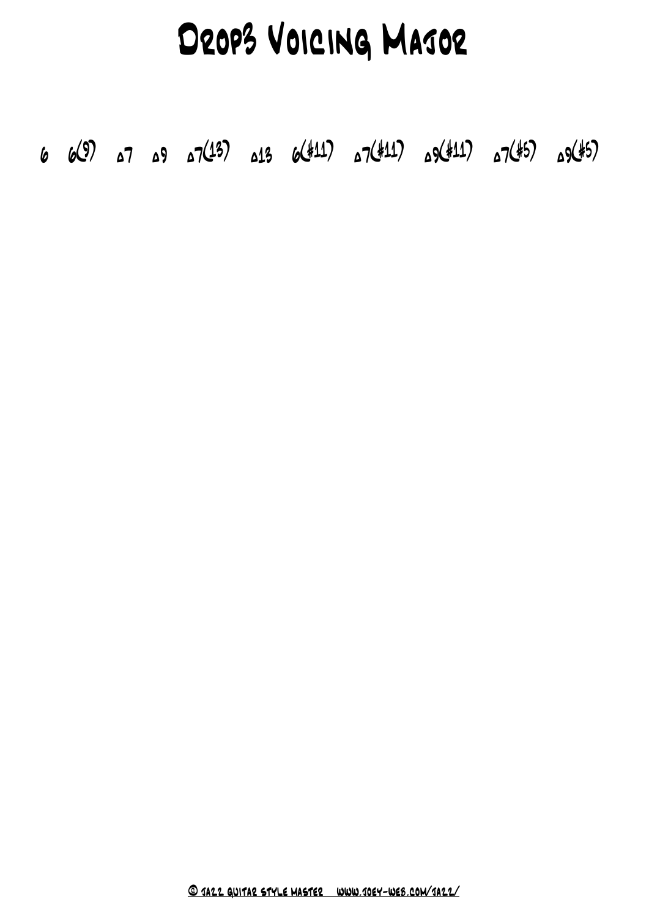# Drop3 Voicing Major

6   6(9)   △7   △9   △7(13)   △13   6(#11)   △7(#11)   △9(#11)   △7(#5)   △9(#5)

© Jazz Guitar Style Master   www.joey-web.com/jazz/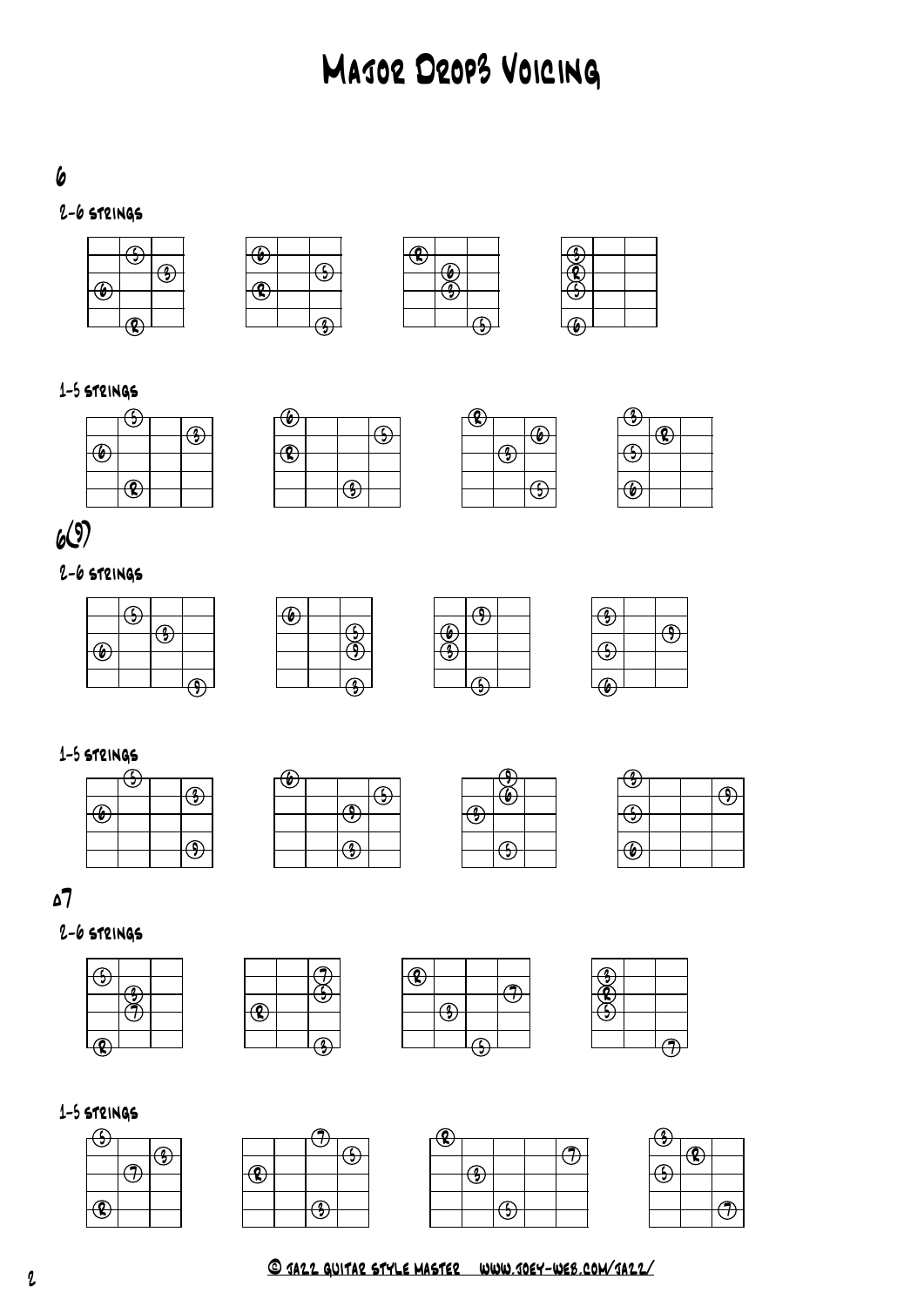# Major Drop3 Voicing

## 6

### 2-6 strings

### 1-5 strings

## 6(9)

### 2-6 strings

### 1-5 strings

## Δ7

### 2-6 strings

### 1-5 strings

© Jazz Guitar Style Master www.joey-web.com/jazz/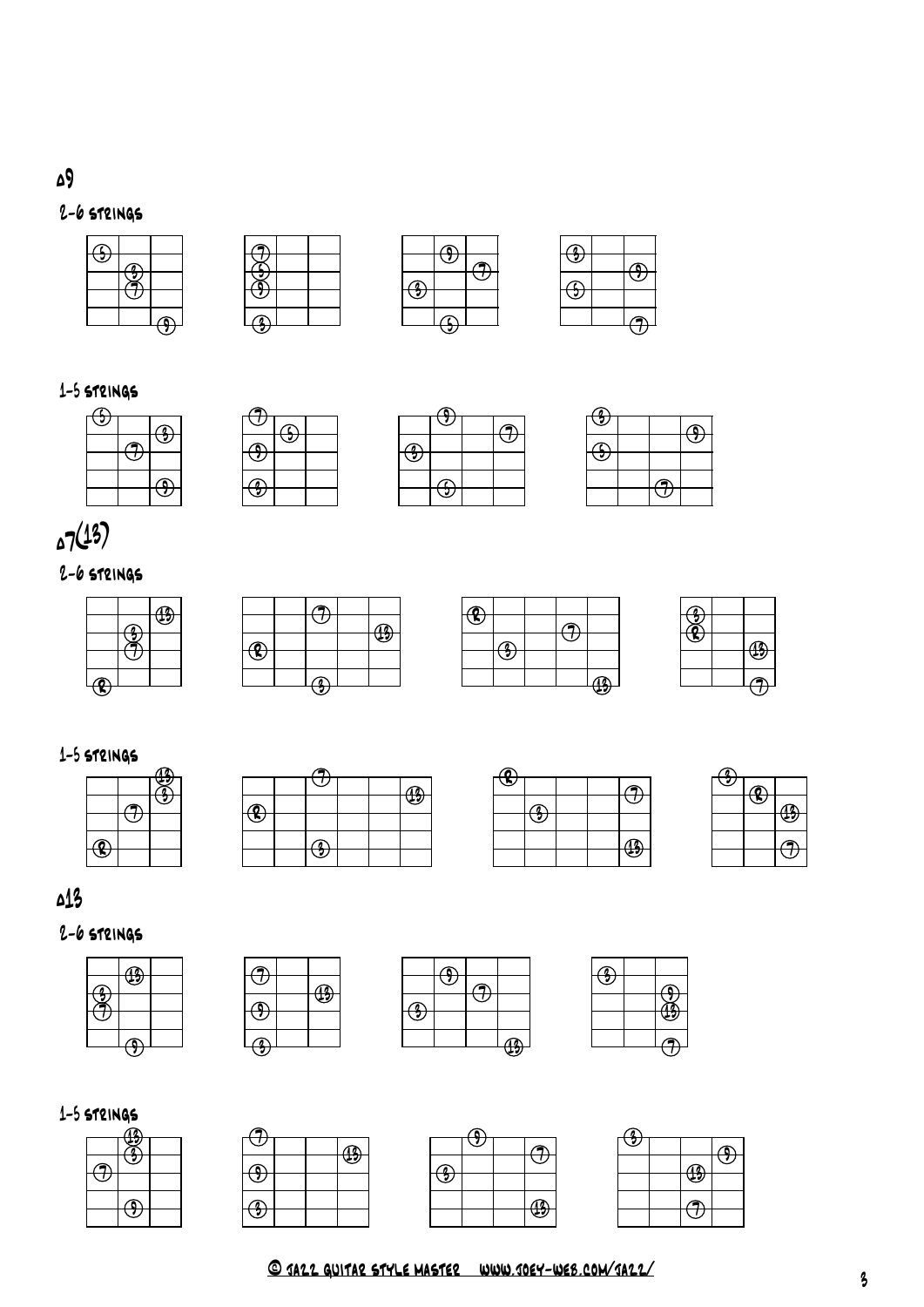## Δ9

### 2-6 strings

### 1-5 strings

## Δ7(13)

### 2-6 strings

### 1-5 strings

## Δ13

### 2-6 strings

### 1-5 strings

© JAZZ GUITAR STYLE MASTER WWW.JOEY-WEB.COM/JAZZ/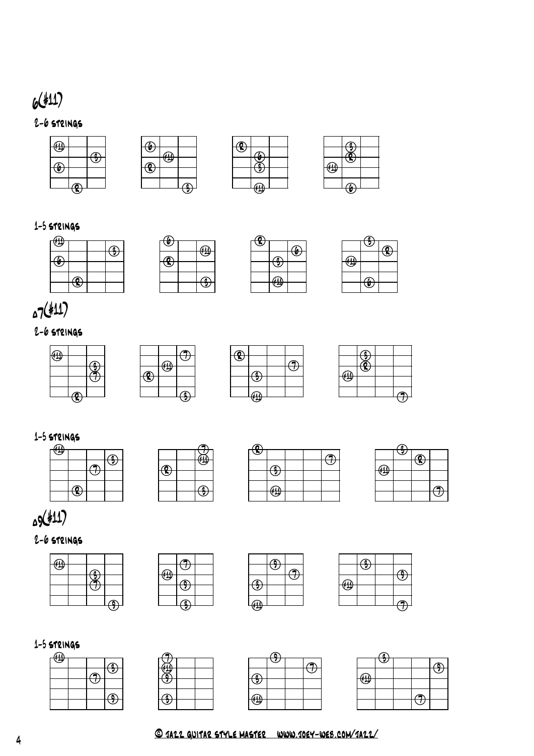# 6(#11)

## 2-6 strings

## 1-5 strings

# Δ7(#11)

## 2-6 strings

## 1-5 strings

# Δ9(#11)

## 2-6 strings

## 1-5 strings

© Jazz Guitar Style Master www.joey-web.com/jazz/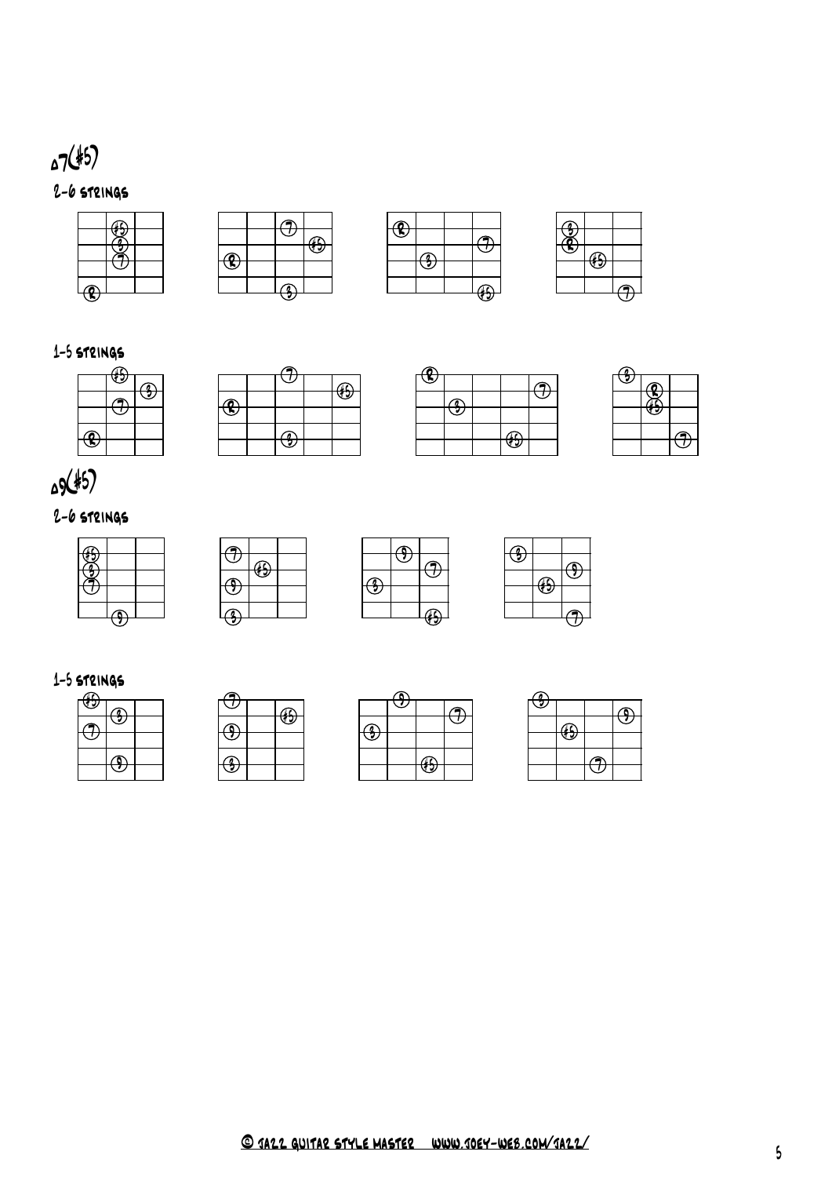# Δ7(#5)

## 2-6 strings

## 1-5 strings

# Δ9(#5)

## 2-6 strings

## 1-5 strings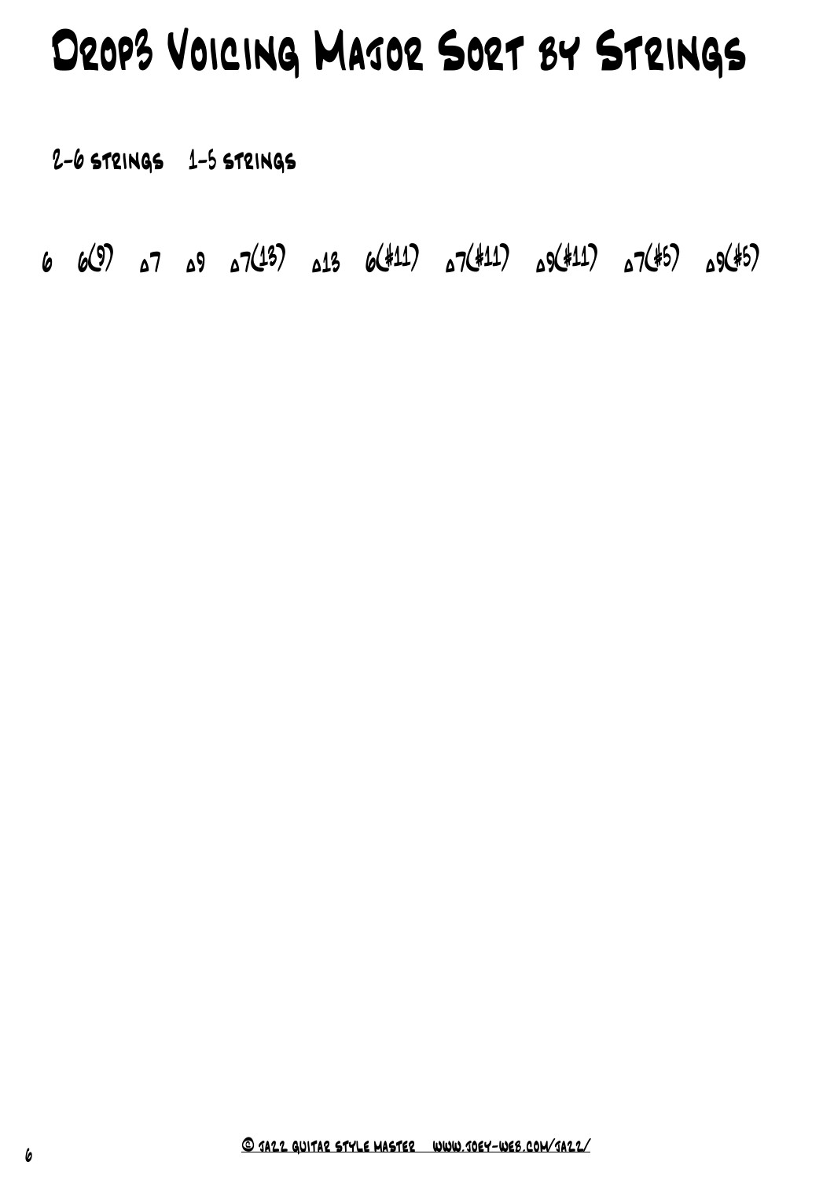# Drop3 Voicing Major Sort by Strings

2-6 strings 1-5 strings

6 6(9) △7 △9 △7(13) △13 6(#11) △7(#11) △9(#11) △7(#5) △9(#5)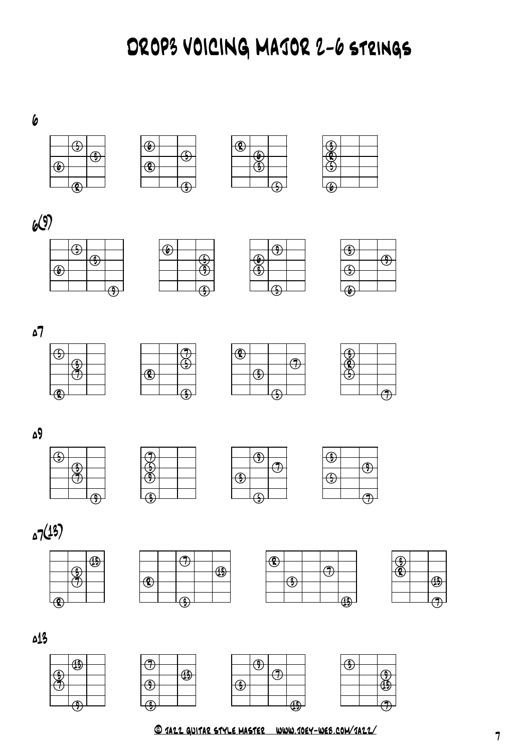# DROP3 VOICING MAJOR 2-6 STRINGS

6

6(9)

△7

△9

△7(13)

△13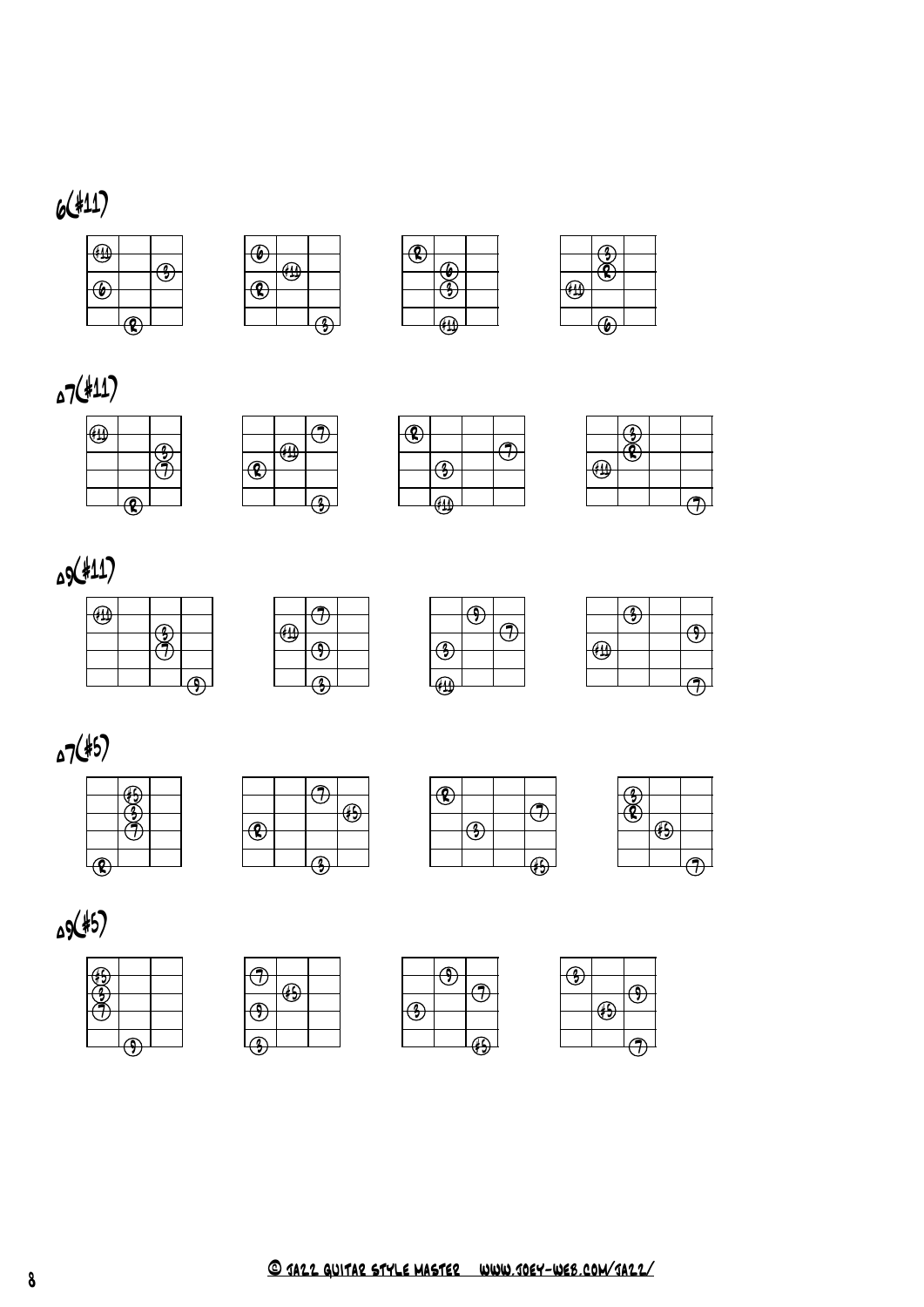## 6(#11)

## Δ7(#11)

## Δ9(#11)

## Δ7(#5)

## Δ9(#5)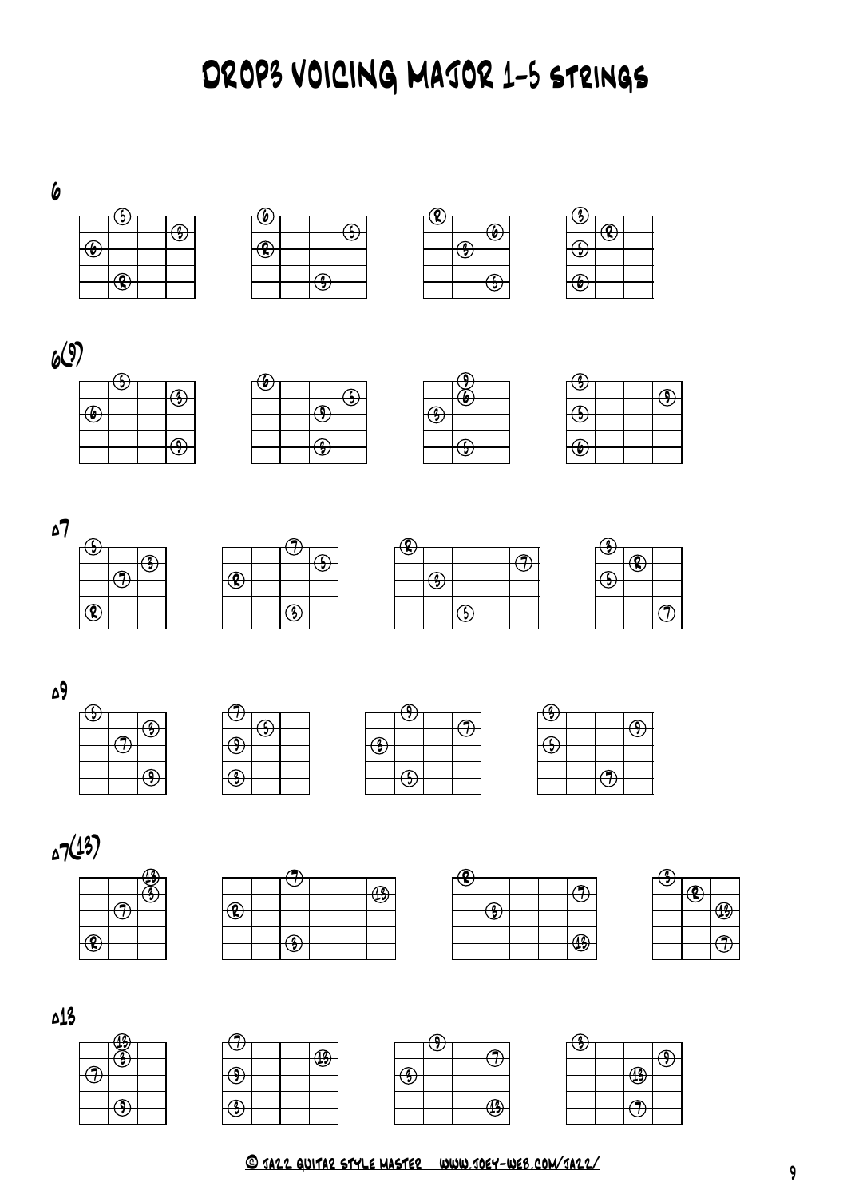# DROP3 VOICING MAJOR 1-5 STRINGS

## 6

## 6(9)

## Δ7

## Δ9

## Δ7(13)

## Δ13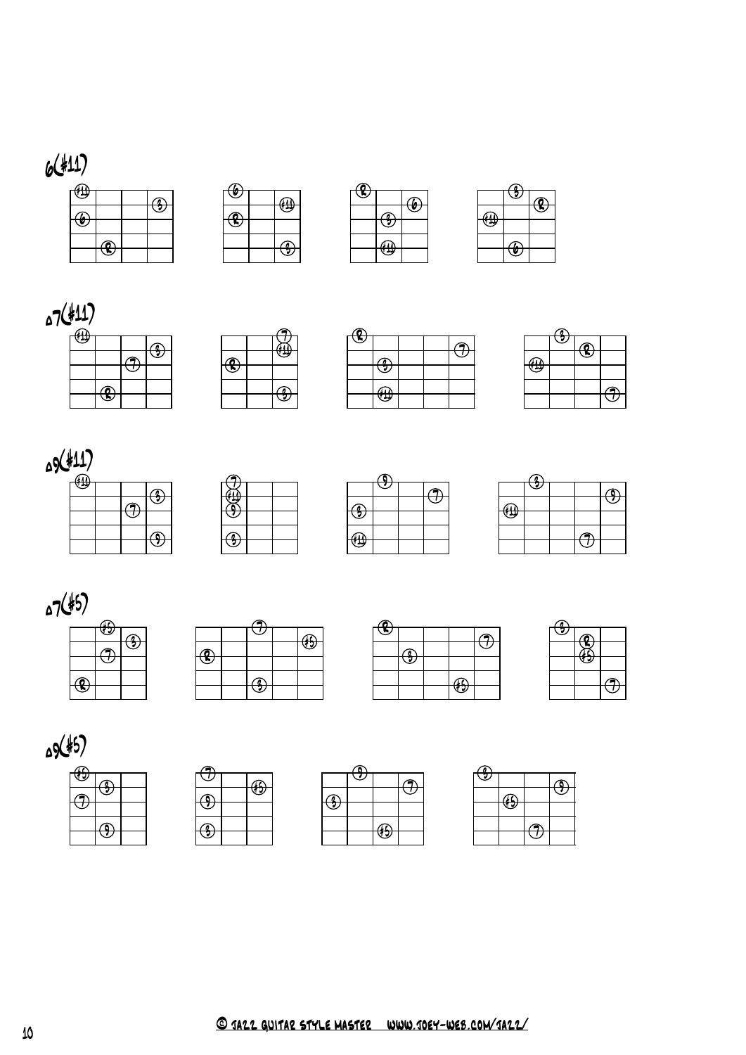## 6(#11)

## △7(#11)

## △9(#11)

## △7(#5)

## △9(#5)

© JAZZ GUITAR STYLE MASTER WWW.JOEY-WEB.COM/JAZZ/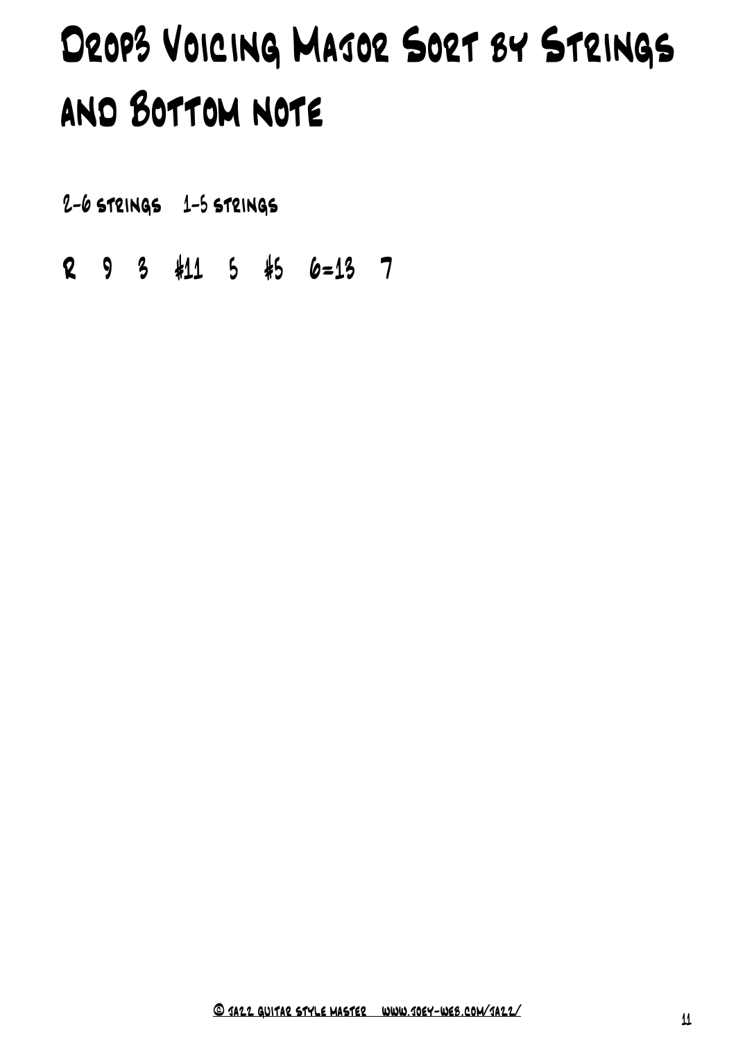# Drop3 Voicing Major Sort by Strings and Bottom note

2-6 strings   1-5 strings

R   9   3   #11   5   #5   6=13   7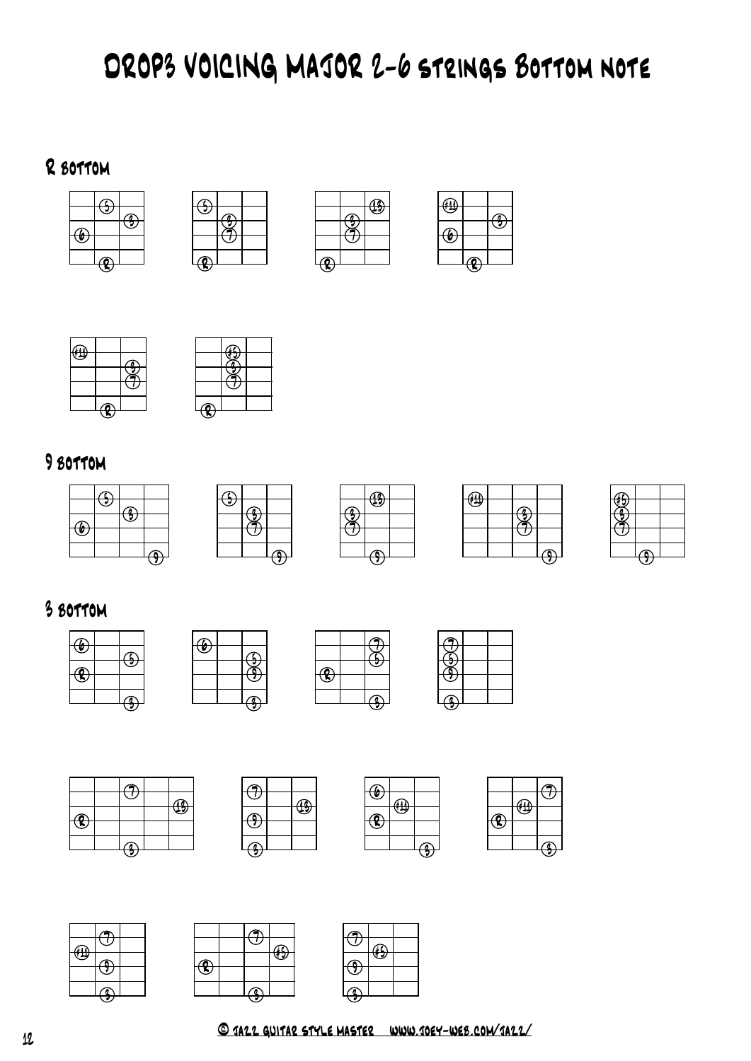# DROP3 VOICING MAJOR 2-6 STRINGS BOTTOM NOTE

## R BOTTOM

## 9 BOTTOM

## 3 BOTTOM

© JAZZ GUITAR STYLE MASTER WWW.JOEY-WEB.COM/JAZZ/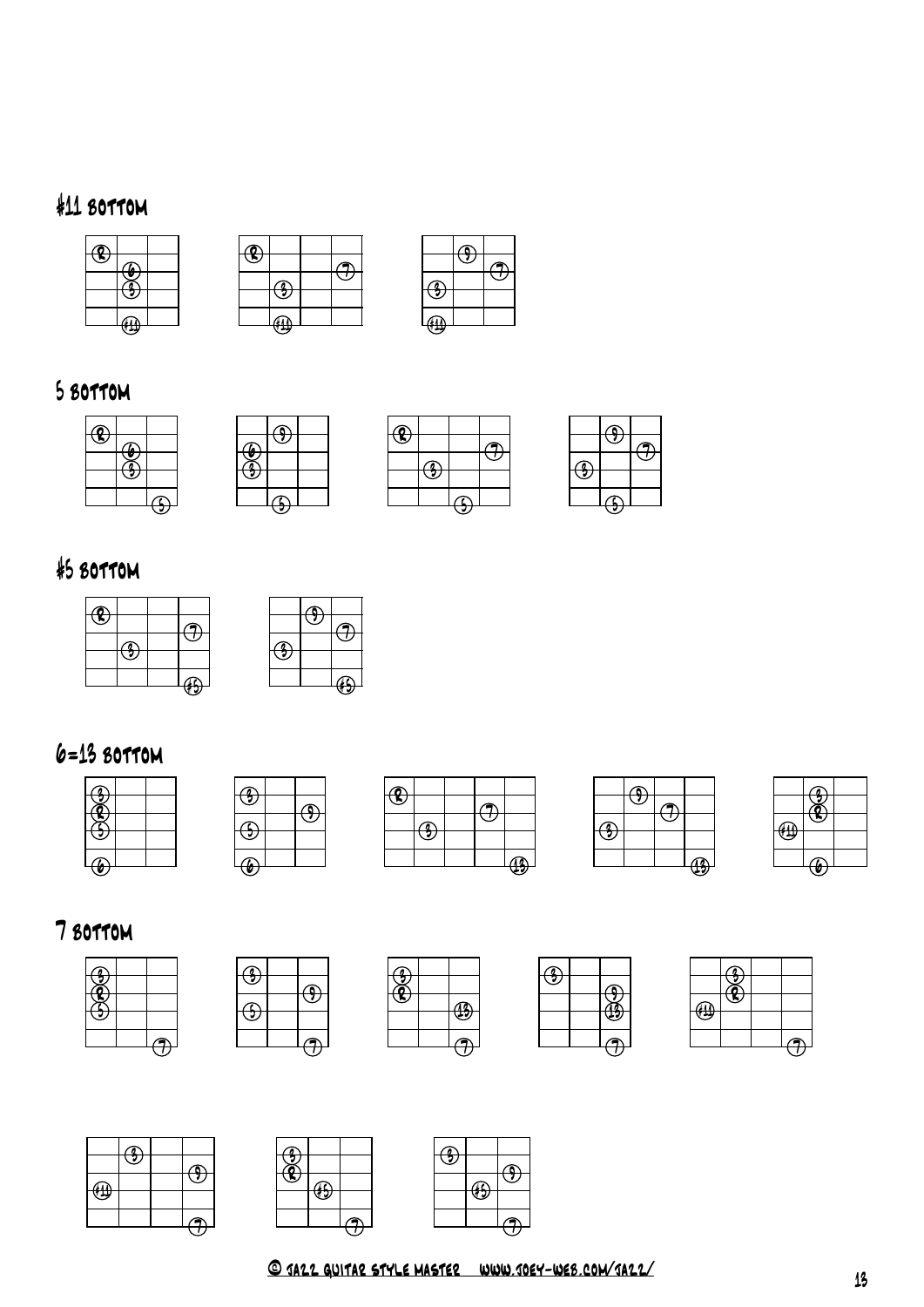## #11 BOTTOM

## 5 BOTTOM

## #5 BOTTOM

## 6=13 BOTTOM

## 7 BOTTOM

© JAZZ GUITAR STYLE MASTER WWW.JOEY-WEB.COM/JAZZ/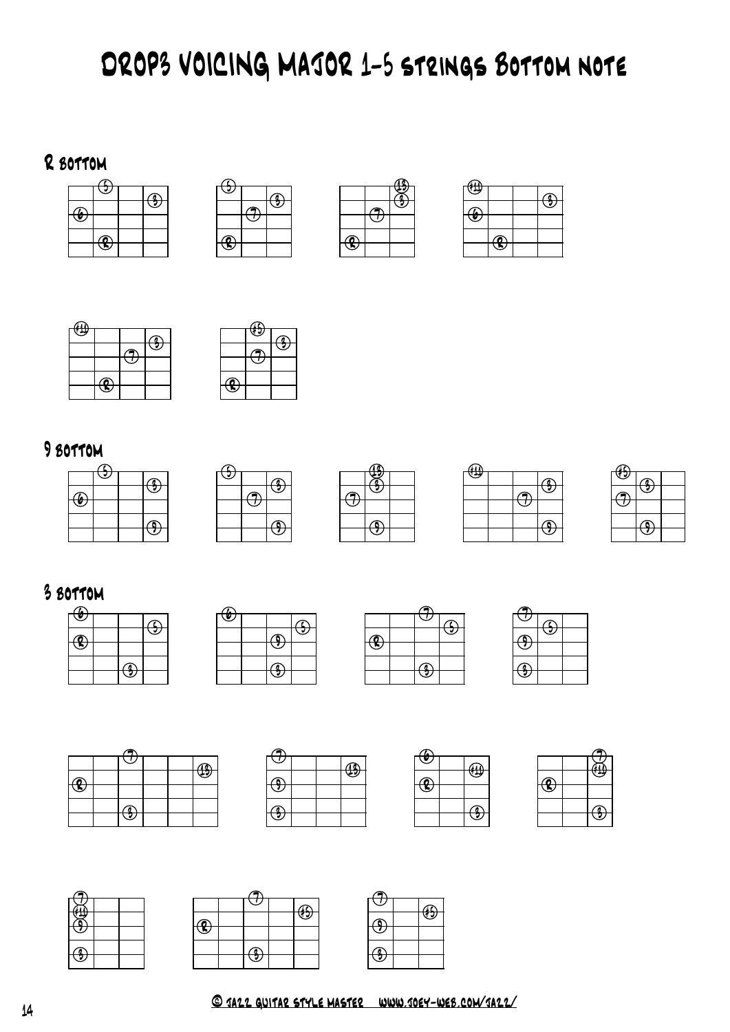# DROP3 VOICING MAJOR 1-5 strings Bottom note

## R bottom

## 9 bottom

## 3 bottom

© JAZZ GUITAR STYLE MASTER www.joey-web.com/jazz/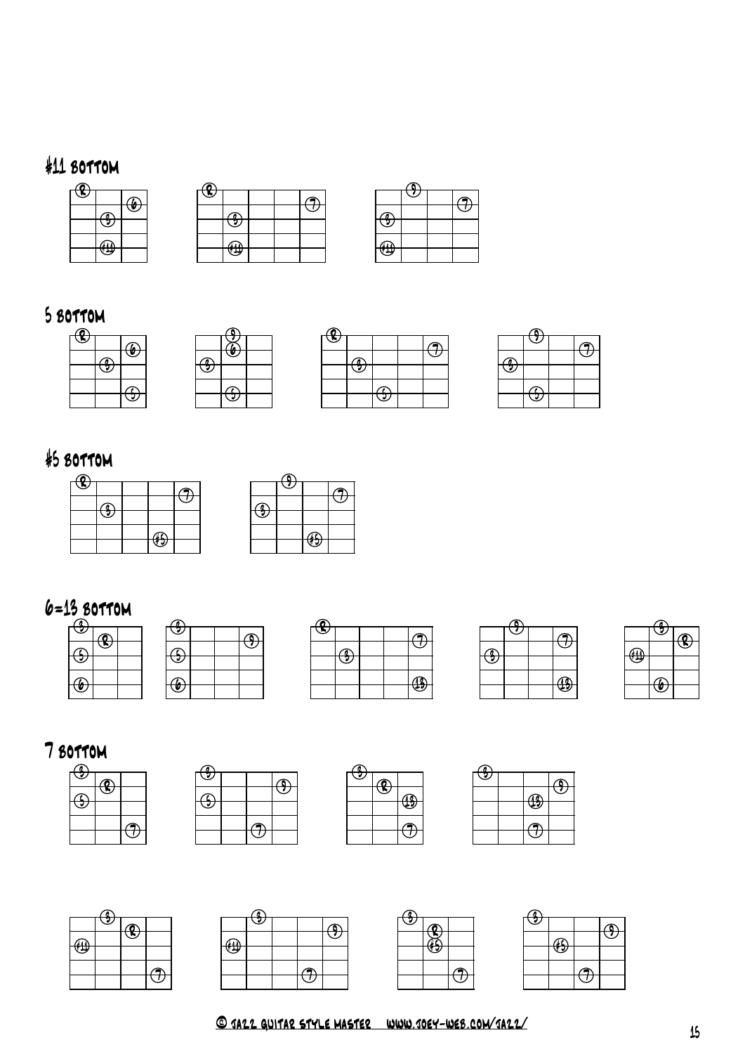## #11 BOTTOM

## 5 BOTTOM

## #5 BOTTOM

## 6=13 BOTTOM

## 7 BOTTOM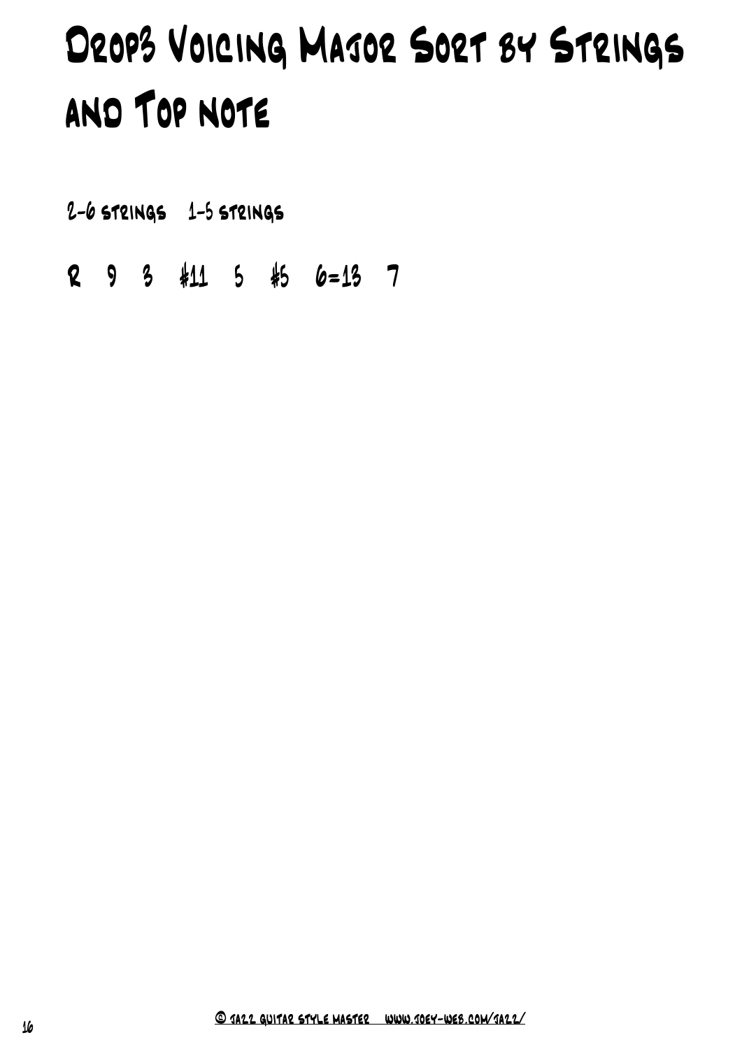# Drop3 Voicing Major Sort by Strings and Top note

2-6 strings 1-5 strings

R 9 3 #11 5 #5 6=13 7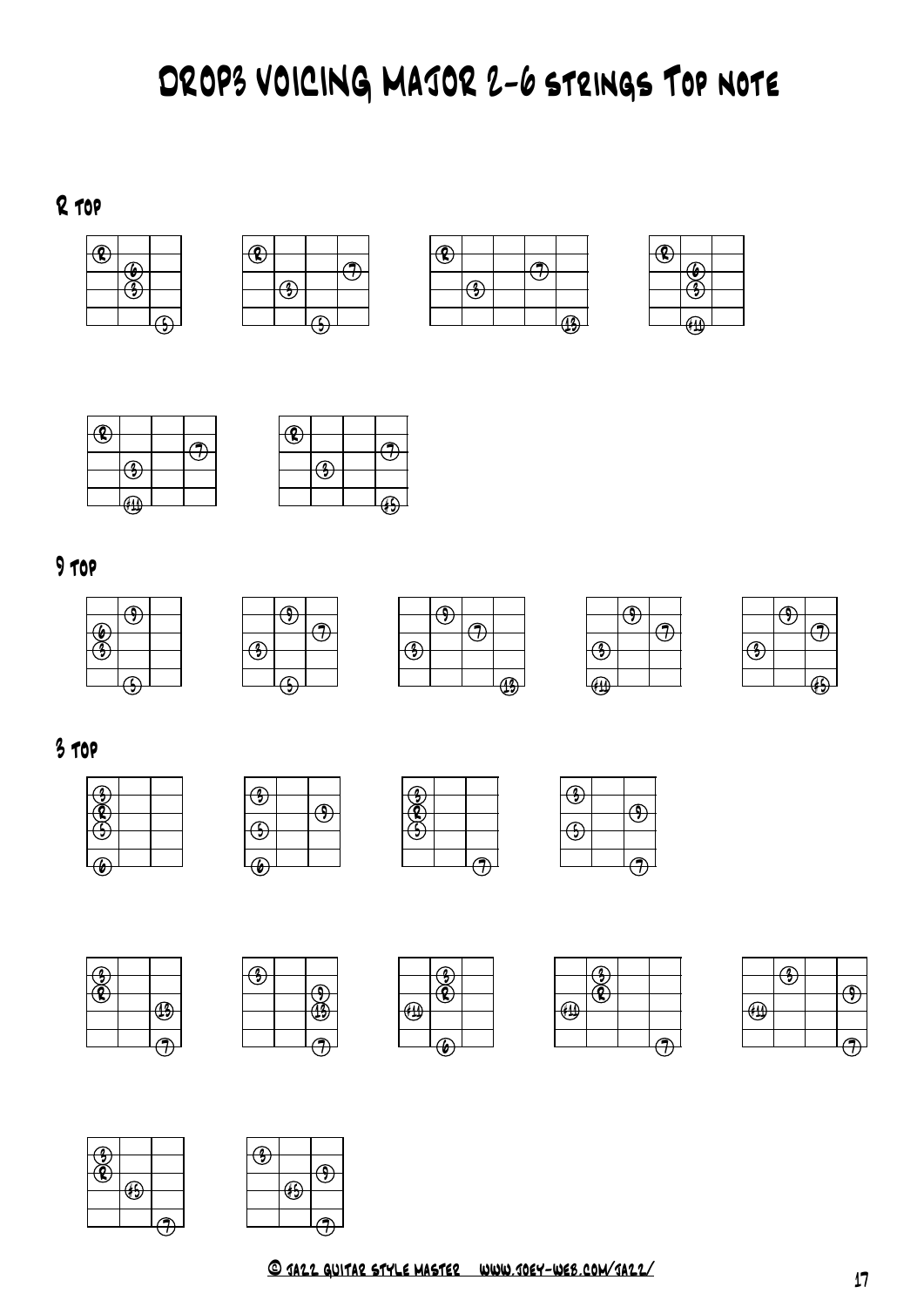# DROP3 VOICING MAJOR 2-6 strings Top note

## R top

## 9 top

## 3 top

© JAZZ GUITAR STYLE MASTER   WWW.JOEY-WEB.COM/JAZZ/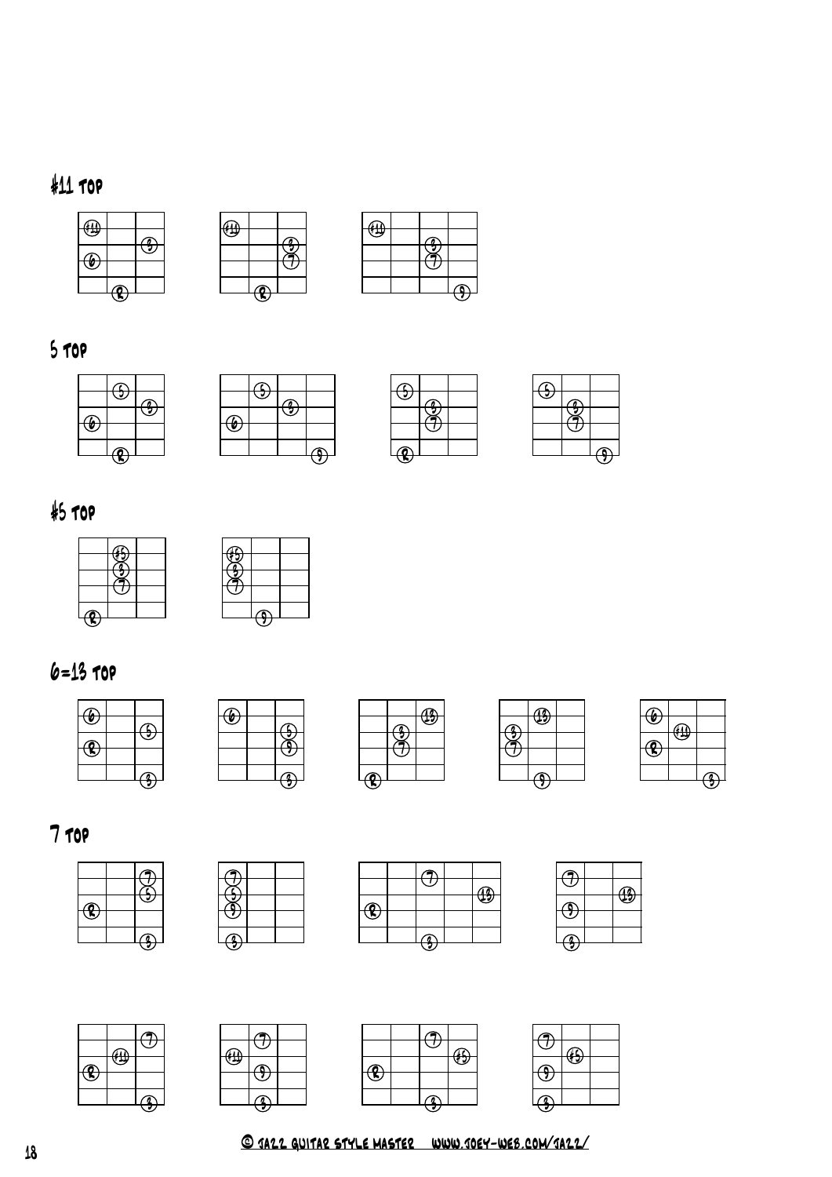## #11 TOP

## 5 TOP

## #5 TOP

## 6=13 TOP

## 7 TOP

© JAZZ GUITAR STYLE MASTER WWW.JOEY-WEB.COM/JAZZ/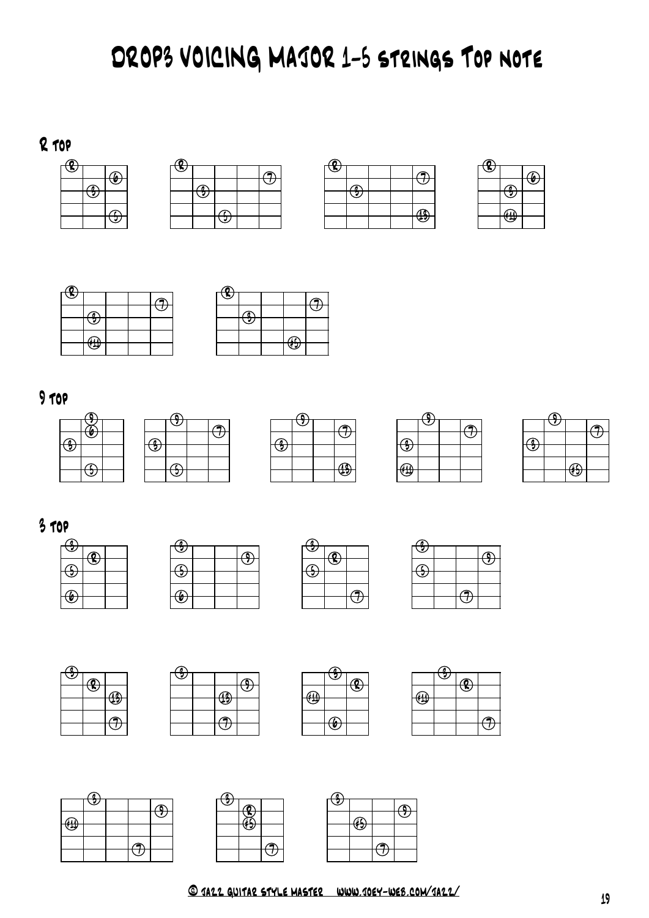# DROP3 VOICING MAJOR 1-5 STRINGS TOP NOTE

## R TOP

## 9 TOP

## 3 TOP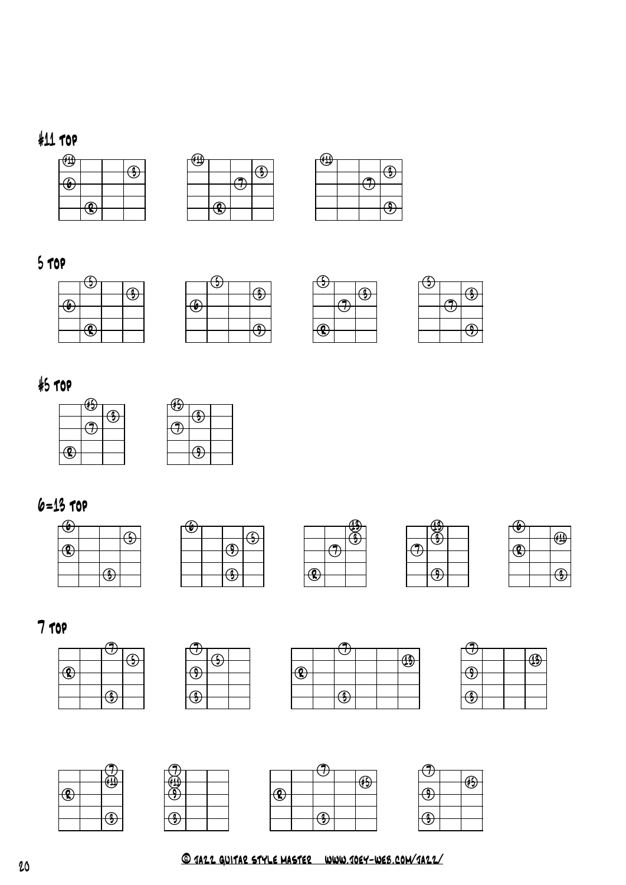#11 TOP

5 TOP

#5 TOP

6=13 TOP

7 TOP

© JAZZ GUITAR STYLE MASTER WWW.JOEY-WEB.COM/JAZZ/